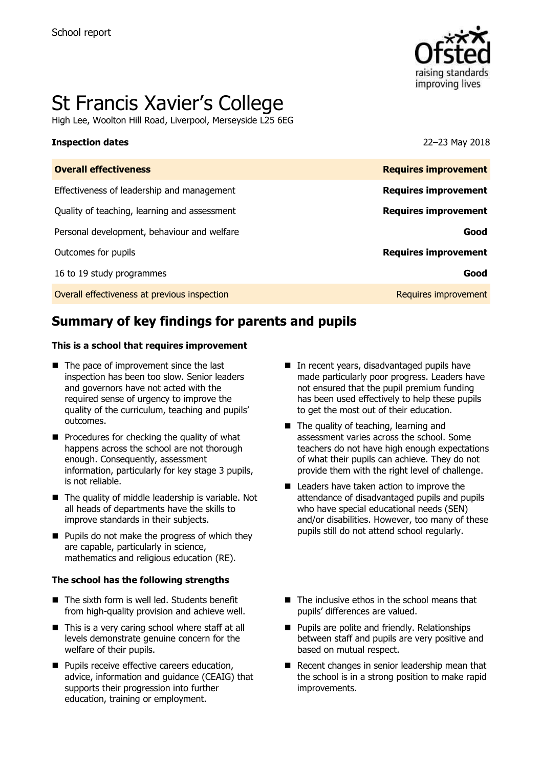School report

# St Francis Xavier's College

High Lee, Woolton Hill Road, Liverpool, Merseyside L25 6EG

**Inspection dates** 22–23 May 2018

| **Overall effectiveness** | **Requires improvement** |
|---|---|
| Effectiveness of leadership and management | **Requires improvement** |
| Quality of teaching, learning and assessment | **Requires improvement** |
| Personal development, behaviour and welfare | **Good** |
| Outcomes for pupils | **Requires improvement** |
| 16 to 19 study programmes | **Good** |
| Overall effectiveness at previous inspection | Requires improvement |

## Summary of key findings for parents and pupils

**This is a school that requires improvement**

- The pace of improvement since the last inspection has been too slow. Senior leaders and governors have not acted with the required sense of urgency to improve the quality of the curriculum, teaching and pupils' outcomes.
- Procedures for checking the quality of what happens across the school are not thorough enough. Consequently, assessment information, particularly for key stage 3 pupils, is not reliable.
- The quality of middle leadership is variable. Not all heads of departments have the skills to improve standards in their subjects.
- Pupils do not make the progress of which they are capable, particularly in science, mathematics and religious education (RE).
- In recent years, disadvantaged pupils have made particularly poor progress. Leaders have not ensured that the pupil premium funding has been used effectively to help these pupils to get the most out of their education.
- The quality of teaching, learning and assessment varies across the school. Some teachers do not have high enough expectations of what their pupils can achieve. They do not provide them with the right level of challenge.
- Leaders have taken action to improve the attendance of disadvantaged pupils and pupils who have special educational needs (SEN) and/or disabilities. However, too many of these pupils still do not attend school regularly.

**The school has the following strengths**

- The sixth form is well led. Students benefit from high-quality provision and achieve well.
- This is a very caring school where staff at all levels demonstrate genuine concern for the welfare of their pupils.
- Pupils receive effective careers education, advice, information and guidance (CEAIG) that supports their progression into further education, training or employment.
- The inclusive ethos in the school means that pupils' differences are valued.
- Pupils are polite and friendly. Relationships between staff and pupils are very positive and based on mutual respect.
- Recent changes in senior leadership mean that the school is in a strong position to make rapid improvements.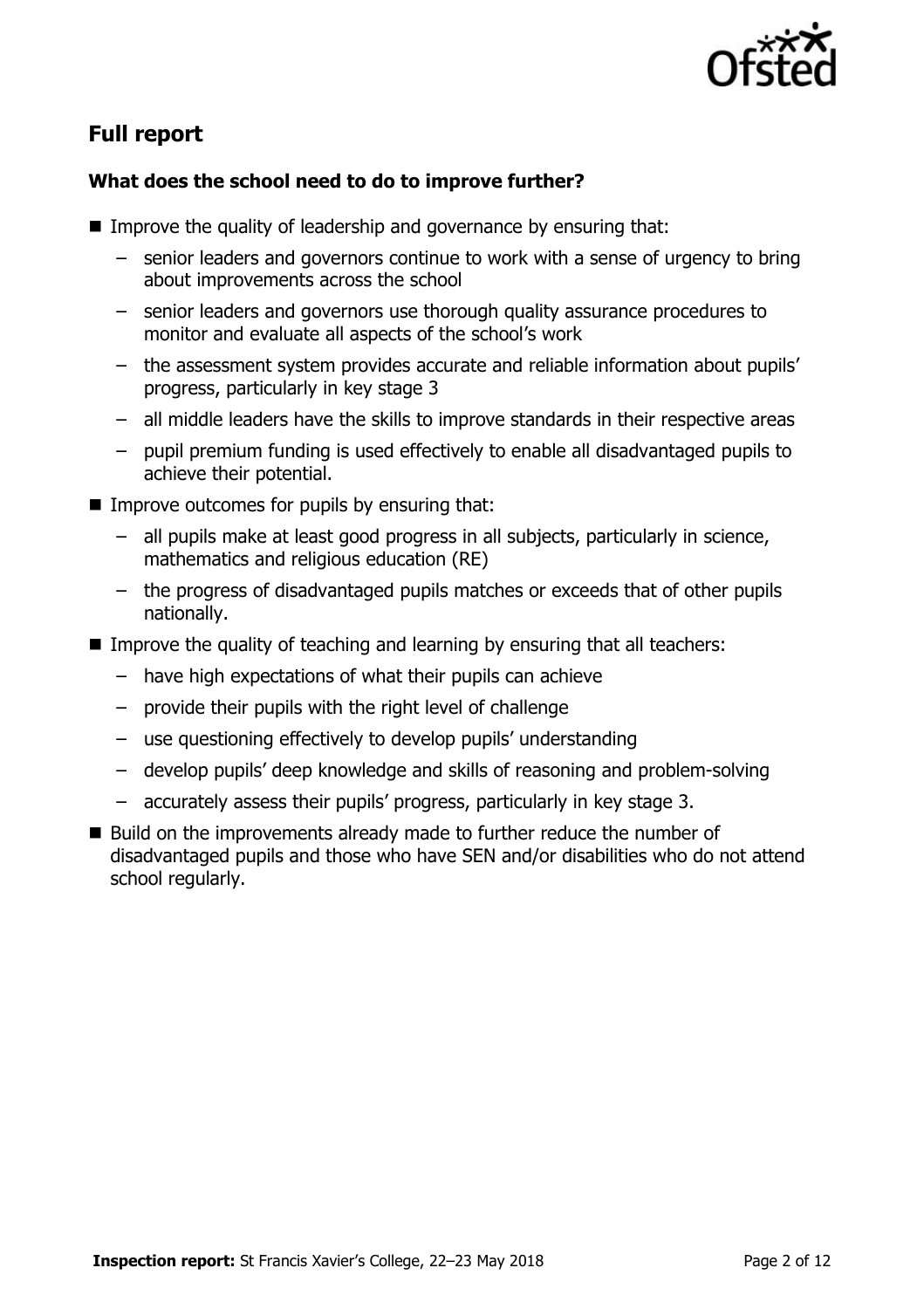## Full report

### What does the school need to do to improve further?

- Improve the quality of leadership and governance by ensuring that:
  - senior leaders and governors continue to work with a sense of urgency to bring about improvements across the school
  - senior leaders and governors use thorough quality assurance procedures to monitor and evaluate all aspects of the school's work
  - the assessment system provides accurate and reliable information about pupils' progress, particularly in key stage 3
  - all middle leaders have the skills to improve standards in their respective areas
  - pupil premium funding is used effectively to enable all disadvantaged pupils to achieve their potential.
- Improve outcomes for pupils by ensuring that:
  - all pupils make at least good progress in all subjects, particularly in science, mathematics and religious education (RE)
  - the progress of disadvantaged pupils matches or exceeds that of other pupils nationally.
- Improve the quality of teaching and learning by ensuring that all teachers:
  - have high expectations of what their pupils can achieve
  - provide their pupils with the right level of challenge
  - use questioning effectively to develop pupils' understanding
  - develop pupils' deep knowledge and skills of reasoning and problem-solving
  - accurately assess their pupils' progress, particularly in key stage 3.
- Build on the improvements already made to further reduce the number of disadvantaged pupils and those who have SEN and/or disabilities who do not attend school regularly.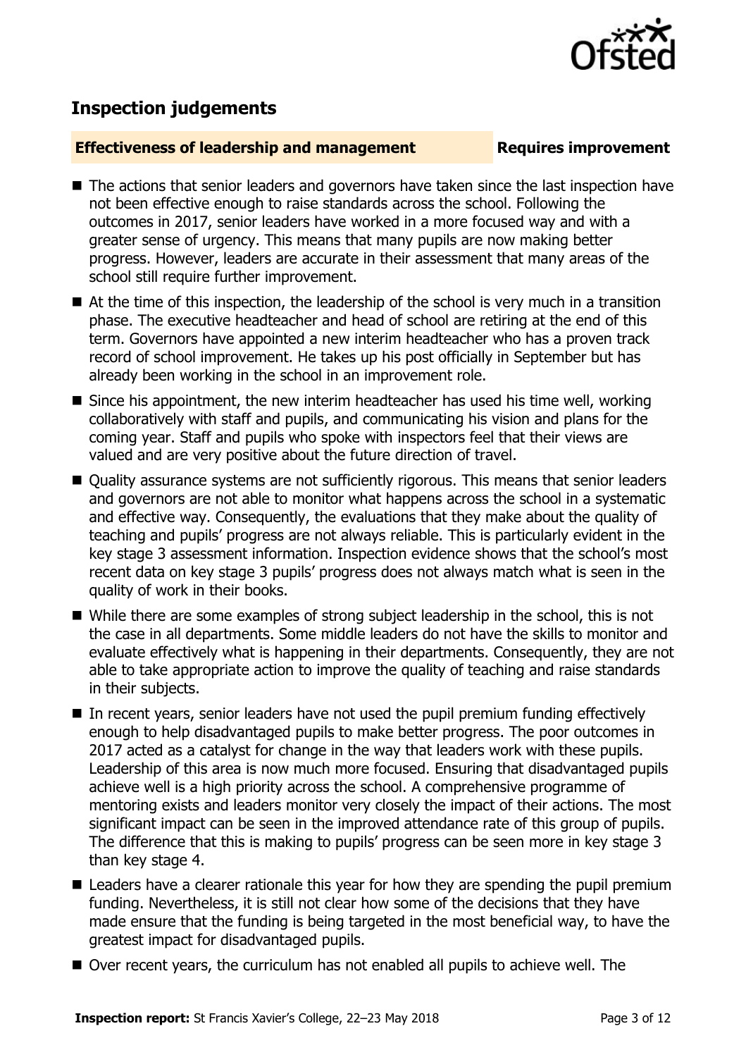## Inspection judgements

**Effectiveness of leadership and management** **Requires improvement**

- The actions that senior leaders and governors have taken since the last inspection have not been effective enough to raise standards across the school. Following the outcomes in 2017, senior leaders have worked in a more focused way and with a greater sense of urgency. This means that many pupils are now making better progress. However, leaders are accurate in their assessment that many areas of the school still require further improvement.
- At the time of this inspection, the leadership of the school is very much in a transition phase. The executive headteacher and head of school are retiring at the end of this term. Governors have appointed a new interim headteacher who has a proven track record of school improvement. He takes up his post officially in September but has already been working in the school in an improvement role.
- Since his appointment, the new interim headteacher has used his time well, working collaboratively with staff and pupils, and communicating his vision and plans for the coming year. Staff and pupils who spoke with inspectors feel that their views are valued and are very positive about the future direction of travel.
- Quality assurance systems are not sufficiently rigorous. This means that senior leaders and governors are not able to monitor what happens across the school in a systematic and effective way. Consequently, the evaluations that they make about the quality of teaching and pupils' progress are not always reliable. This is particularly evident in the key stage 3 assessment information. Inspection evidence shows that the school's most recent data on key stage 3 pupils' progress does not always match what is seen in the quality of work in their books.
- While there are some examples of strong subject leadership in the school, this is not the case in all departments. Some middle leaders do not have the skills to monitor and evaluate effectively what is happening in their departments. Consequently, they are not able to take appropriate action to improve the quality of teaching and raise standards in their subjects.
- In recent years, senior leaders have not used the pupil premium funding effectively enough to help disadvantaged pupils to make better progress. The poor outcomes in 2017 acted as a catalyst for change in the way that leaders work with these pupils. Leadership of this area is now much more focused. Ensuring that disadvantaged pupils achieve well is a high priority across the school. A comprehensive programme of mentoring exists and leaders monitor very closely the impact of their actions. The most significant impact can be seen in the improved attendance rate of this group of pupils. The difference that this is making to pupils' progress can be seen more in key stage 3 than key stage 4.
- Leaders have a clearer rationale this year for how they are spending the pupil premium funding. Nevertheless, it is still not clear how some of the decisions that they have made ensure that the funding is being targeted in the most beneficial way, to have the greatest impact for disadvantaged pupils.
- Over recent years, the curriculum has not enabled all pupils to achieve well. The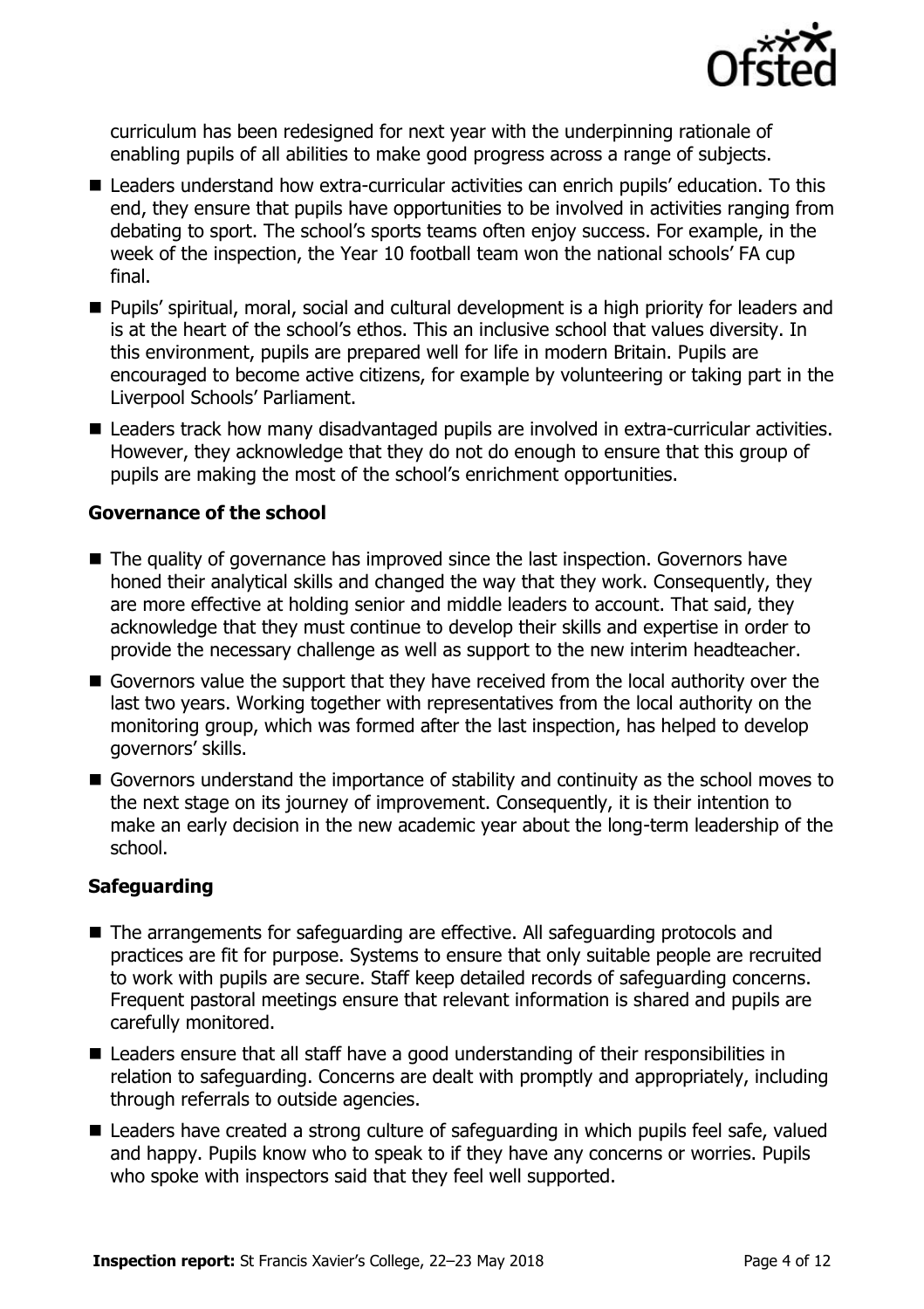curriculum has been redesigned for next year with the underpinning rationale of enabling pupils of all abilities to make good progress across a range of subjects.

- Leaders understand how extra-curricular activities can enrich pupils' education. To this end, they ensure that pupils have opportunities to be involved in activities ranging from debating to sport. The school's sports teams often enjoy success. For example, in the week of the inspection, the Year 10 football team won the national schools' FA cup final.
- Pupils' spiritual, moral, social and cultural development is a high priority for leaders and is at the heart of the school's ethos. This an inclusive school that values diversity. In this environment, pupils are prepared well for life in modern Britain. Pupils are encouraged to become active citizens, for example by volunteering or taking part in the Liverpool Schools' Parliament.
- Leaders track how many disadvantaged pupils are involved in extra-curricular activities. However, they acknowledge that they do not do enough to ensure that this group of pupils are making the most of the school's enrichment opportunities.

### Governance of the school

- The quality of governance has improved since the last inspection. Governors have honed their analytical skills and changed the way that they work. Consequently, they are more effective at holding senior and middle leaders to account. That said, they acknowledge that they must continue to develop their skills and expertise in order to provide the necessary challenge as well as support to the new interim headteacher.
- Governors value the support that they have received from the local authority over the last two years. Working together with representatives from the local authority on the monitoring group, which was formed after the last inspection, has helped to develop governors' skills.
- Governors understand the importance of stability and continuity as the school moves to the next stage on its journey of improvement. Consequently, it is their intention to make an early decision in the new academic year about the long-term leadership of the school.

### Safeguarding

- The arrangements for safeguarding are effective. All safeguarding protocols and practices are fit for purpose. Systems to ensure that only suitable people are recruited to work with pupils are secure. Staff keep detailed records of safeguarding concerns. Frequent pastoral meetings ensure that relevant information is shared and pupils are carefully monitored.
- Leaders ensure that all staff have a good understanding of their responsibilities in relation to safeguarding. Concerns are dealt with promptly and appropriately, including through referrals to outside agencies.
- Leaders have created a strong culture of safeguarding in which pupils feel safe, valued and happy. Pupils know who to speak to if they have any concerns or worries. Pupils who spoke with inspectors said that they feel well supported.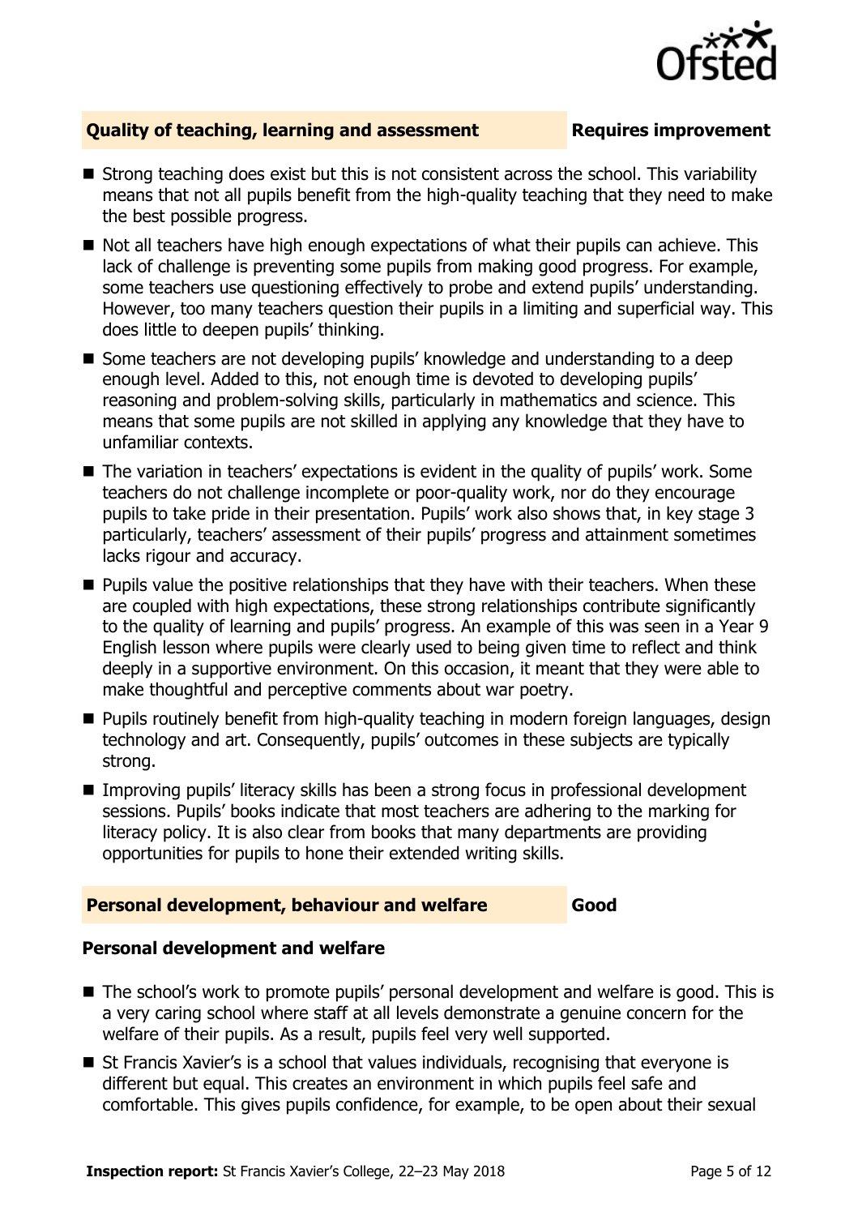## Quality of teaching, learning and assessment — Requires improvement

- Strong teaching does exist but this is not consistent across the school. This variability means that not all pupils benefit from the high-quality teaching that they need to make the best possible progress.
- Not all teachers have high enough expectations of what their pupils can achieve. This lack of challenge is preventing some pupils from making good progress. For example, some teachers use questioning effectively to probe and extend pupils' understanding. However, too many teachers question their pupils in a limiting and superficial way. This does little to deepen pupils' thinking.
- Some teachers are not developing pupils' knowledge and understanding to a deep enough level. Added to this, not enough time is devoted to developing pupils' reasoning and problem-solving skills, particularly in mathematics and science. This means that some pupils are not skilled in applying any knowledge that they have to unfamiliar contexts.
- The variation in teachers' expectations is evident in the quality of pupils' work. Some teachers do not challenge incomplete or poor-quality work, nor do they encourage pupils to take pride in their presentation. Pupils' work also shows that, in key stage 3 particularly, teachers' assessment of their pupils' progress and attainment sometimes lacks rigour and accuracy.
- Pupils value the positive relationships that they have with their teachers. When these are coupled with high expectations, these strong relationships contribute significantly to the quality of learning and pupils' progress. An example of this was seen in a Year 9 English lesson where pupils were clearly used to being given time to reflect and think deeply in a supportive environment. On this occasion, it meant that they were able to make thoughtful and perceptive comments about war poetry.
- Pupils routinely benefit from high-quality teaching in modern foreign languages, design technology and art. Consequently, pupils' outcomes in these subjects are typically strong.
- Improving pupils' literacy skills has been a strong focus in professional development sessions. Pupils' books indicate that most teachers are adhering to the marking for literacy policy. It is also clear from books that many departments are providing opportunities for pupils to hone their extended writing skills.

## Personal development, behaviour and welfare — Good

### Personal development and welfare

- The school's work to promote pupils' personal development and welfare is good. This is a very caring school where staff at all levels demonstrate a genuine concern for the welfare of their pupils. As a result, pupils feel very well supported.
- St Francis Xavier's is a school that values individuals, recognising that everyone is different but equal. This creates an environment in which pupils feel safe and comfortable. This gives pupils confidence, for example, to be open about their sexual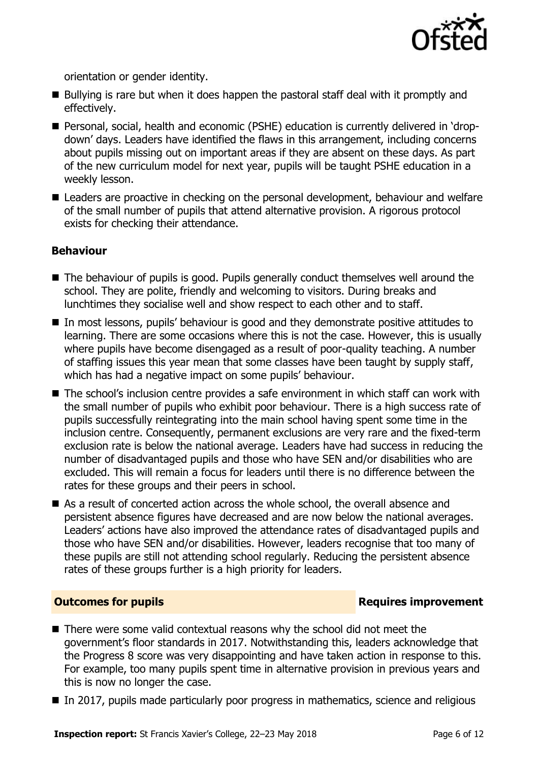orientation or gender identity.

- Bullying is rare but when it does happen the pastoral staff deal with it promptly and effectively.
- Personal, social, health and economic (PSHE) education is currently delivered in 'drop-down' days. Leaders have identified the flaws in this arrangement, including concerns about pupils missing out on important areas if they are absent on these days. As part of the new curriculum model for next year, pupils will be taught PSHE education in a weekly lesson.
- Leaders are proactive in checking on the personal development, behaviour and welfare of the small number of pupils that attend alternative provision. A rigorous protocol exists for checking their attendance.

### Behaviour

- The behaviour of pupils is good. Pupils generally conduct themselves well around the school. They are polite, friendly and welcoming to visitors. During breaks and lunchtimes they socialise well and show respect to each other and to staff.
- In most lessons, pupils' behaviour is good and they demonstrate positive attitudes to learning. There are some occasions where this is not the case. However, this is usually where pupils have become disengaged as a result of poor-quality teaching. A number of staffing issues this year mean that some classes have been taught by supply staff, which has had a negative impact on some pupils' behaviour.
- The school's inclusion centre provides a safe environment in which staff can work with the small number of pupils who exhibit poor behaviour. There is a high success rate of pupils successfully reintegrating into the main school having spent some time in the inclusion centre. Consequently, permanent exclusions are very rare and the fixed-term exclusion rate is below the national average. Leaders have had success in reducing the number of disadvantaged pupils and those who have SEN and/or disabilities who are excluded. This will remain a focus for leaders until there is no difference between the rates for these groups and their peers in school.
- As a result of concerted action across the whole school, the overall absence and persistent absence figures have decreased and are now below the national averages. Leaders' actions have also improved the attendance rates of disadvantaged pupils and those who have SEN and/or disabilities. However, leaders recognise that too many of these pupils are still not attending school regularly. Reducing the persistent absence rates of these groups further is a high priority for leaders.

## Outcomes for pupils — Requires improvement

- There were some valid contextual reasons why the school did not meet the government's floor standards in 2017. Notwithstanding this, leaders acknowledge that the Progress 8 score was very disappointing and have taken action in response to this. For example, too many pupils spent time in alternative provision in previous years and this is now no longer the case.
- In 2017, pupils made particularly poor progress in mathematics, science and religious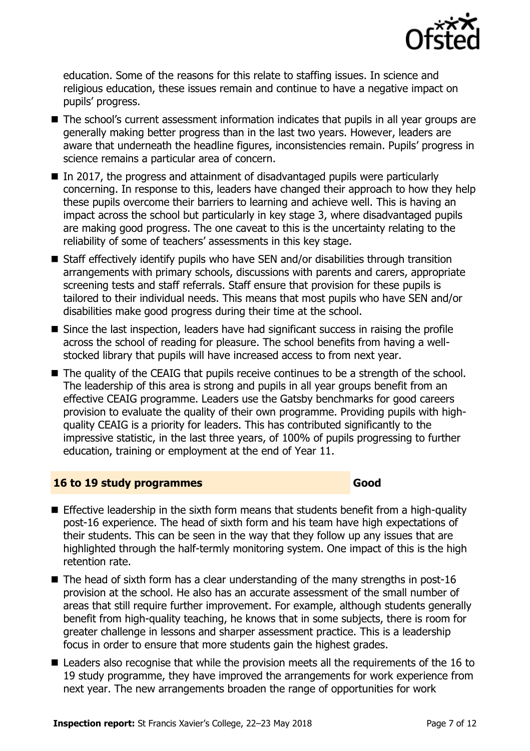education. Some of the reasons for this relate to staffing issues. In science and religious education, these issues remain and continue to have a negative impact on pupils' progress.

- The school's current assessment information indicates that pupils in all year groups are generally making better progress than in the last two years. However, leaders are aware that underneath the headline figures, inconsistencies remain. Pupils' progress in science remains a particular area of concern.
- In 2017, the progress and attainment of disadvantaged pupils were particularly concerning. In response to this, leaders have changed their approach to how they help these pupils overcome their barriers to learning and achieve well. This is having an impact across the school but particularly in key stage 3, where disadvantaged pupils are making good progress. The one caveat to this is the uncertainty relating to the reliability of some of teachers' assessments in this key stage.
- Staff effectively identify pupils who have SEN and/or disabilities through transition arrangements with primary schools, discussions with parents and carers, appropriate screening tests and staff referrals. Staff ensure that provision for these pupils is tailored to their individual needs. This means that most pupils who have SEN and/or disabilities make good progress during their time at the school.
- Since the last inspection, leaders have had significant success in raising the profile across the school of reading for pleasure. The school benefits from having a well-stocked library that pupils will have increased access to from next year.
- The quality of the CEAIG that pupils receive continues to be a strength of the school. The leadership of this area is strong and pupils in all year groups benefit from an effective CEAIG programme. Leaders use the Gatsby benchmarks for good careers provision to evaluate the quality of their own programme. Providing pupils with high-quality CEAIG is a priority for leaders. This has contributed significantly to the impressive statistic, in the last three years, of 100% of pupils progressing to further education, training or employment at the end of Year 11.

## 16 to 19 study programmes — Good

- Effective leadership in the sixth form means that students benefit from a high-quality post-16 experience. The head of sixth form and his team have high expectations of their students. This can be seen in the way that they follow up any issues that are highlighted through the half-termly monitoring system. One impact of this is the high retention rate.
- The head of sixth form has a clear understanding of the many strengths in post-16 provision at the school. He also has an accurate assessment of the small number of areas that still require further improvement. For example, although students generally benefit from high-quality teaching, he knows that in some subjects, there is room for greater challenge in lessons and sharper assessment practice. This is a leadership focus in order to ensure that more students gain the highest grades.
- Leaders also recognise that while the provision meets all the requirements of the 16 to 19 study programme, they have improved the arrangements for work experience from next year. The new arrangements broaden the range of opportunities for work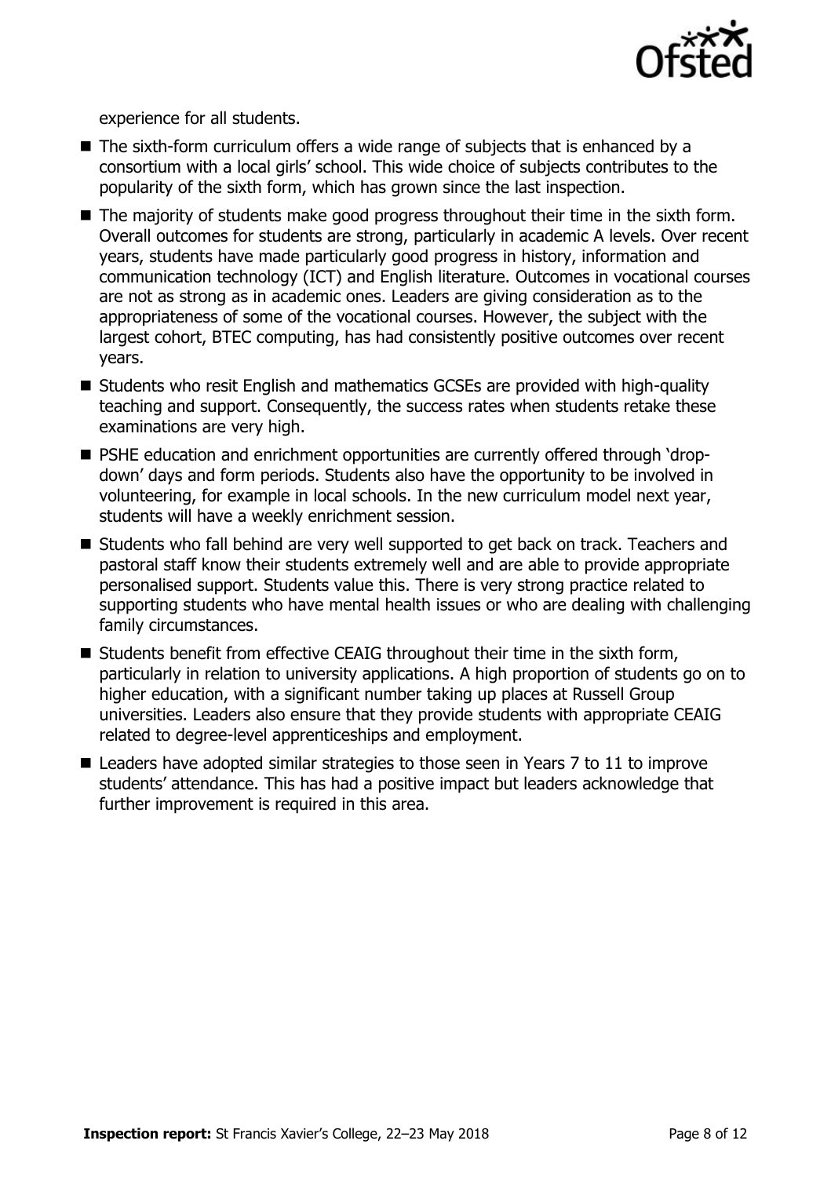experience for all students.

- The sixth-form curriculum offers a wide range of subjects that is enhanced by a consortium with a local girls' school. This wide choice of subjects contributes to the popularity of the sixth form, which has grown since the last inspection.
- The majority of students make good progress throughout their time in the sixth form. Overall outcomes for students are strong, particularly in academic A levels. Over recent years, students have made particularly good progress in history, information and communication technology (ICT) and English literature. Outcomes in vocational courses are not as strong as in academic ones. Leaders are giving consideration as to the appropriateness of some of the vocational courses. However, the subject with the largest cohort, BTEC computing, has had consistently positive outcomes over recent years.
- Students who resit English and mathematics GCSEs are provided with high-quality teaching and support. Consequently, the success rates when students retake these examinations are very high.
- PSHE education and enrichment opportunities are currently offered through 'drop-down' days and form periods. Students also have the opportunity to be involved in volunteering, for example in local schools. In the new curriculum model next year, students will have a weekly enrichment session.
- Students who fall behind are very well supported to get back on track. Teachers and pastoral staff know their students extremely well and are able to provide appropriate personalised support. Students value this. There is very strong practice related to supporting students who have mental health issues or who are dealing with challenging family circumstances.
- Students benefit from effective CEAIG throughout their time in the sixth form, particularly in relation to university applications. A high proportion of students go on to higher education, with a significant number taking up places at Russell Group universities. Leaders also ensure that they provide students with appropriate CEAIG related to degree-level apprenticeships and employment.
- Leaders have adopted similar strategies to those seen in Years 7 to 11 to improve students' attendance. This has had a positive impact but leaders acknowledge that further improvement is required in this area.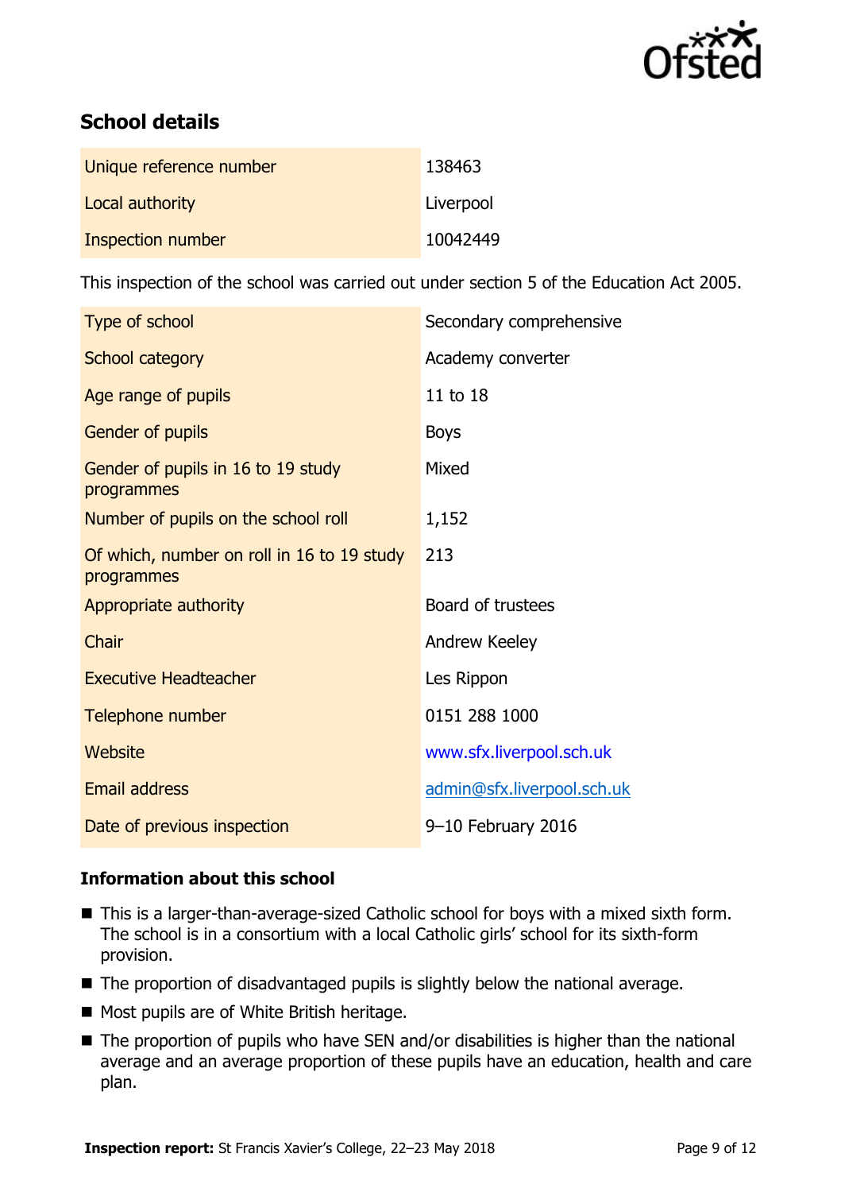## School details

| | |
|---|---|
| Unique reference number | 138463 |
| Local authority | Liverpool |
| Inspection number | 10042449 |

This inspection of the school was carried out under section 5 of the Education Act 2005.

| | |
|---|---|
| Type of school | Secondary comprehensive |
| School category | Academy converter |
| Age range of pupils | 11 to 18 |
| Gender of pupils | Boys |
| Gender of pupils in 16 to 19 study programmes | Mixed |
| Number of pupils on the school roll | 1,152 |
| Of which, number on roll in 16 to 19 study programmes | 213 |
| Appropriate authority | Board of trustees |
| Chair | Andrew Keeley |
| Executive Headteacher | Les Rippon |
| Telephone number | 0151 288 1000 |
| Website | www.sfx.liverpool.sch.uk |
| Email address | admin@sfx.liverpool.sch.uk |
| Date of previous inspection | 9–10 February 2016 |

### Information about this school

- This is a larger-than-average-sized Catholic school for boys with a mixed sixth form. The school is in a consortium with a local Catholic girls' school for its sixth-form provision.
- The proportion of disadvantaged pupils is slightly below the national average.
- Most pupils are of White British heritage.
- The proportion of pupils who have SEN and/or disabilities is higher than the national average and an average proportion of these pupils have an education, health and care plan.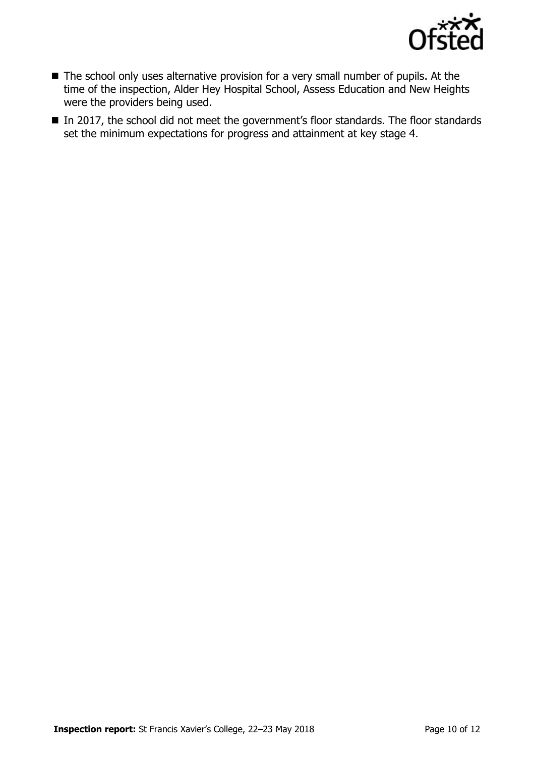- The school only uses alternative provision for a very small number of pupils. At the time of the inspection, Alder Hey Hospital School, Assess Education and New Heights were the providers being used.
- In 2017, the school did not meet the government's floor standards. The floor standards set the minimum expectations for progress and attainment at key stage 4.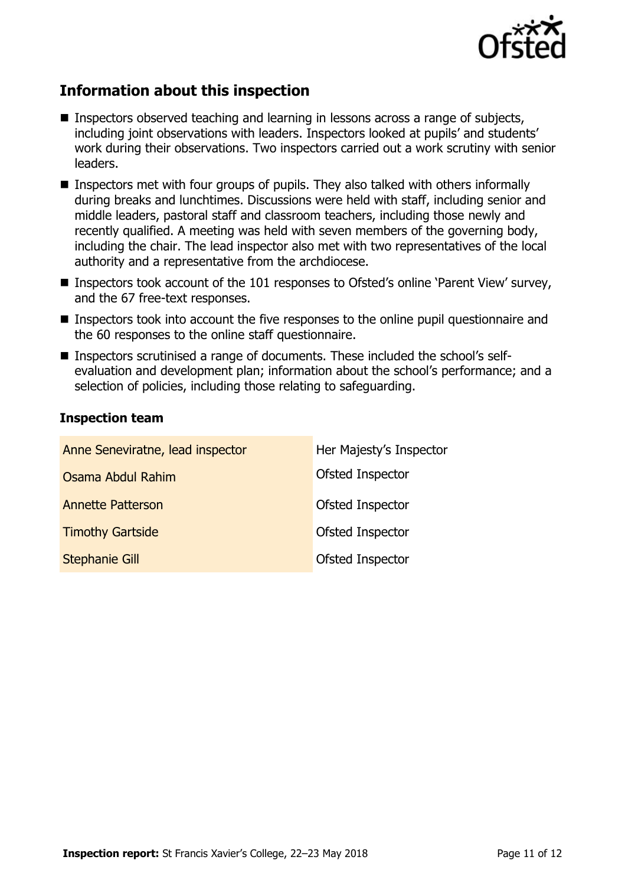## Information about this inspection

- Inspectors observed teaching and learning in lessons across a range of subjects, including joint observations with leaders. Inspectors looked at pupils' and students' work during their observations. Two inspectors carried out a work scrutiny with senior leaders.
- Inspectors met with four groups of pupils. They also talked with others informally during breaks and lunchtimes. Discussions were held with staff, including senior and middle leaders, pastoral staff and classroom teachers, including those newly and recently qualified. A meeting was held with seven members of the governing body, including the chair. The lead inspector also met with two representatives of the local authority and a representative from the archdiocese.
- Inspectors took account of the 101 responses to Ofsted's online 'Parent View' survey, and the 67 free-text responses.
- Inspectors took into account the five responses to the online pupil questionnaire and the 60 responses to the online staff questionnaire.
- Inspectors scrutinised a range of documents. These included the school's self-evaluation and development plan; information about the school's performance; and a selection of policies, including those relating to safeguarding.

### Inspection team

| | |
|---|---|
| Anne Seneviratne, lead inspector | Her Majesty's Inspector |
| Osama Abdul Rahim | Ofsted Inspector |
| Annette Patterson | Ofsted Inspector |
| Timothy Gartside | Ofsted Inspector |
| Stephanie Gill | Ofsted Inspector |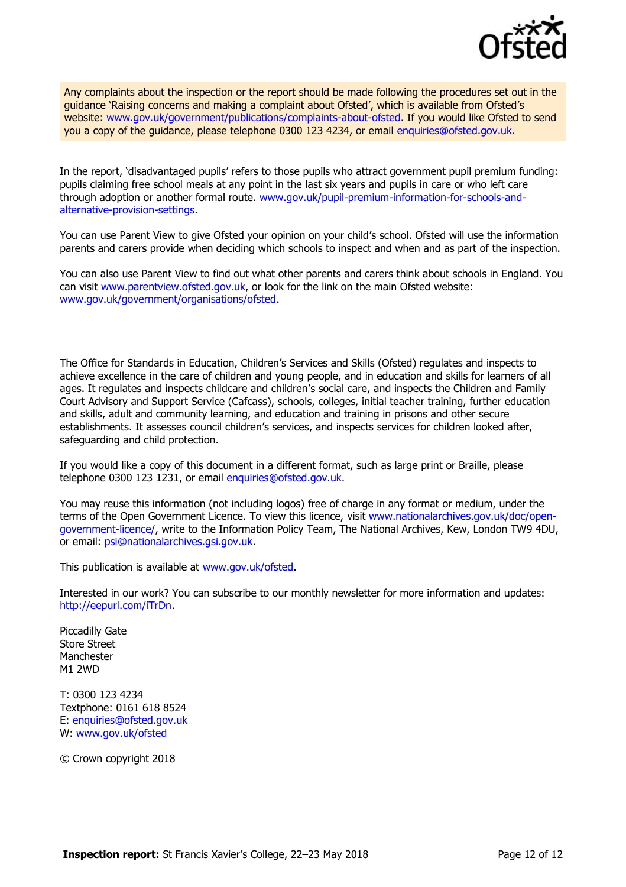Any complaints about the inspection or the report should be made following the procedures set out in the guidance 'Raising concerns and making a complaint about Ofsted', which is available from Ofsted's website: www.gov.uk/government/publications/complaints-about-ofsted. If you would like Ofsted to send you a copy of the guidance, please telephone 0300 123 4234, or email enquiries@ofsted.gov.uk.

In the report, 'disadvantaged pupils' refers to those pupils who attract government pupil premium funding: pupils claiming free school meals at any point in the last six years and pupils in care or who left care through adoption or another formal route. www.gov.uk/pupil-premium-information-for-schools-and-alternative-provision-settings.

You can use Parent View to give Ofsted your opinion on your child's school. Ofsted will use the information parents and carers provide when deciding which schools to inspect and when and as part of the inspection.

You can also use Parent View to find out what other parents and carers think about schools in England. You can visit www.parentview.ofsted.gov.uk, or look for the link on the main Ofsted website: www.gov.uk/government/organisations/ofsted.

The Office for Standards in Education, Children's Services and Skills (Ofsted) regulates and inspects to achieve excellence in the care of children and young people, and in education and skills for learners of all ages. It regulates and inspects childcare and children's social care, and inspects the Children and Family Court Advisory and Support Service (Cafcass), schools, colleges, initial teacher training, further education and skills, adult and community learning, and education and training in prisons and other secure establishments. It assesses council children's services, and inspects services for children looked after, safeguarding and child protection.

If you would like a copy of this document in a different format, such as large print or Braille, please telephone 0300 123 1231, or email enquiries@ofsted.gov.uk.

You may reuse this information (not including logos) free of charge in any format or medium, under the terms of the Open Government Licence. To view this licence, visit www.nationalarchives.gov.uk/doc/open-government-licence/, write to the Information Policy Team, The National Archives, Kew, London TW9 4DU, or email: psi@nationalarchives.gsi.gov.uk.

This publication is available at www.gov.uk/ofsted.

Interested in our work? You can subscribe to our monthly newsletter for more information and updates: http://eepurl.com/iTrDn.

Piccadilly Gate
Store Street
Manchester
M1 2WD

T: 0300 123 4234
Textphone: 0161 618 8524
E: enquiries@ofsted.gov.uk
W: www.gov.uk/ofsted

© Crown copyright 2018